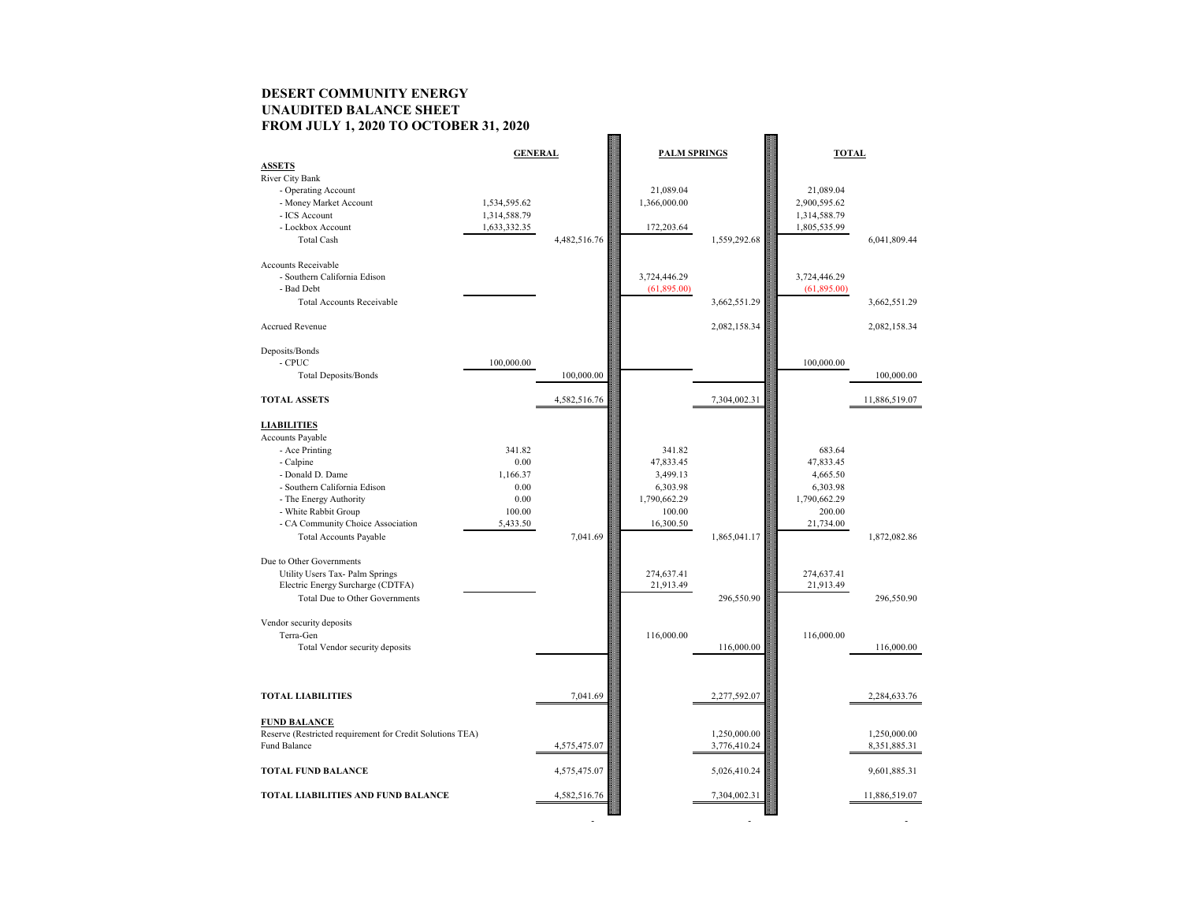# DESERT COMMUNITY ENERGY
## UNAUDITED BALANCE SHEET
## FROM JULY 1, 2020 TO OCTOBER 31, 2020

| | GENERAL | | PALM SPRINGS | | TOTAL | |
|---|---|---|---|---|---|---|
| **ASSETS** | | | | | | |
| River City Bank | | | | | | |
| - Operating Account | | | 21,089.04 | | 21,089.04 | |
| - Money Market Account | 1,534,595.62 | | 1,366,000.00 | | 2,900,595.62 | |
| - ICS Account | 1,314,588.79 | | | | 1,314,588.79 | |
| - Lockbox Account | 1,633,332.35 | | 172,203.64 | | 1,805,535.99 | |
| Total Cash | | 4,482,516.76 | | 1,559,292.68 | | 6,041,809.44 |
| Accounts Receivable | | | | | | |
| - Southern California Edison | | | 3,724,446.29 | | 3,724,446.29 | |
| - Bad Debt | | | (61,895.00) | | (61,895.00) | |
| Total Accounts Receivable | | | | 3,662,551.29 | | 3,662,551.29 |
| Accrued Revenue | | | | 2,082,158.34 | | 2,082,158.34 |
| Deposits/Bonds | | | | | | |
| - CPUC | 100,000.00 | | | | 100,000.00 | |
| Total Deposits/Bonds | | 100,000.00 | | | | 100,000.00 |
| **TOTAL ASSETS** | | 4,582,516.76 | | 7,304,002.31 | | 11,886,519.07 |
| **LIABILITIES** | | | | | | |
| Accounts Payable | | | | | | |
| - Ace Printing | 341.82 | | 341.82 | | 683.64 | |
| - Calpine | 0.00 | | 47,833.45 | | 47,833.45 | |
| - Donald D. Dame | 1,166.37 | | 3,499.13 | | 4,665.50 | |
| - Southern California Edison | 0.00 | | 6,303.98 | | 6,303.98 | |
| - The Energy Authority | 0.00 | | 1,790,662.29 | | 1,790,662.29 | |
| - White Rabbit Group | 100.00 | | 100.00 | | 200.00 | |
| - CA Community Choice Association | 5,433.50 | | 16,300.50 | | 21,734.00 | |
| Total Accounts Payable | | 7,041.69 | | 1,865,041.17 | | 1,872,082.86 |
| Due to Other Governments | | | | | | |
| Utility Users Tax- Palm Springs | | | 274,637.41 | | 274,637.41 | |
| Electric Energy Surcharge (CDTFA) | | | 21,913.49 | | 21,913.49 | |
| Total Due to Other Governments | | | | 296,550.90 | | 296,550.90 |
| Vendor security deposits | | | | | | |
| Terra-Gen | | | 116,000.00 | | 116,000.00 | |
| Total Vendor security deposits | | | | 116,000.00 | | 116,000.00 |
| **TOTAL LIABILITIES** | | 7,041.69 | | 2,277,592.07 | | 2,284,633.76 |
| **FUND BALANCE** | | | | | | |
| Reserve (Restricted requirement for Credit Solutions TEA) | | | | 1,250,000.00 | | 1,250,000.00 |
| Fund Balance | | 4,575,475.07 | | 3,776,410.24 | | 8,351,885.31 |
| **TOTAL FUND BALANCE** | | 4,575,475.07 | | 5,026,410.24 | | 9,601,885.31 |
| **TOTAL LIABILITIES AND FUND BALANCE** | | 4,582,516.76 | | 7,304,002.31 | | 11,886,519.07 |
| | | - | | - | | - |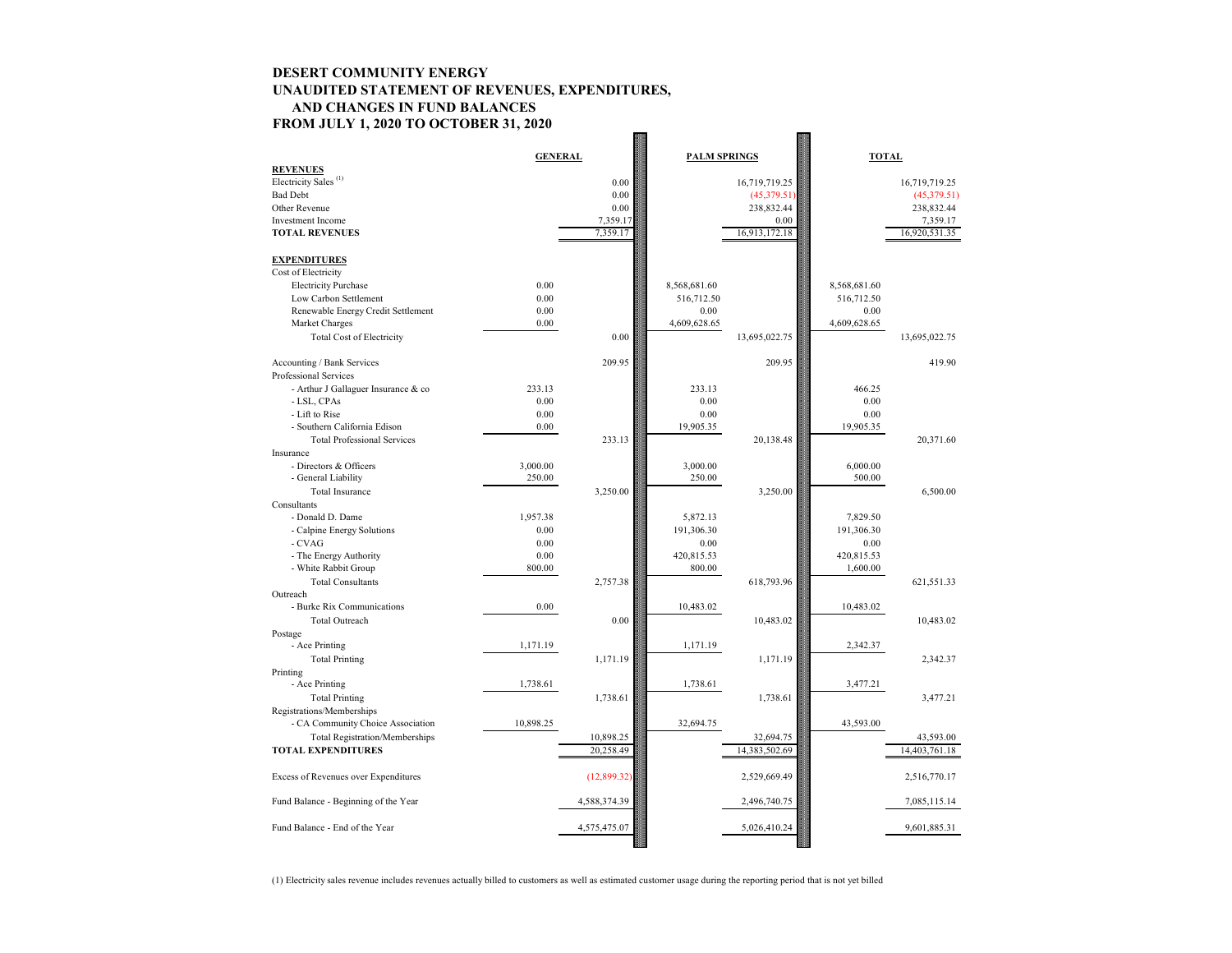# DESERT COMMUNITY ENERGY
## UNAUDITED STATEMENT OF REVENUES, EXPENDITURES, AND CHANGES IN FUND BALANCES
## FROM JULY 1, 2020 TO OCTOBER 31, 2020

| | GENERAL | | PALM SPRINGS | | TOTAL | |
|---|---|---|---|---|---|---|
| **REVENUES** | | | | | | |
| Electricity Sales [1] | | 0.00 | | 16,719,719.25 | | 16,719,719.25 |
| Bad Debt | | 0.00 | | (45,379.51) | | (45,379.51) |
| Other Revenue | | 0.00 | | 238,832.44 | | 238,832.44 |
| Investment Income | | 7,359.17 | | 0.00 | | 7,359.17 |
| **TOTAL REVENUES** | | 7,359.17 | | 16,913,172.18 | | 16,920,531.35 |
| **EXPENDITURES** | | | | | | |
| Cost of Electricity | | | | | | |
| Electricity Purchase | 0.00 | | 8,568,681.60 | | 8,568,681.60 | |
| Low Carbon Settlement | 0.00 | | 516,712.50 | | 516,712.50 | |
| Renewable Energy Credit Settlement | 0.00 | | 0.00 | | 0.00 | |
| Market Charges | 0.00 | | 4,609,628.65 | | 4,609,628.65 | |
| Total Cost of Electricity | | 0.00 | | 13,695,022.75 | | 13,695,022.75 |
| Accounting / Bank Services | | 209.95 | | 209.95 | | 419.90 |
| Professional Services | | | | | | |
| - Arthur J Gallaguer Insurance & co | 233.13 | | 233.13 | | 466.25 | |
| - LSL, CPAs | 0.00 | | 0.00 | | 0.00 | |
| - Lift to Rise | 0.00 | | 0.00 | | 0.00 | |
| - Southern California Edison | 0.00 | | 19,905.35 | | 19,905.35 | |
| Total Professional Services | | 233.13 | | 20,138.48 | | 20,371.60 |
| Insurance | | | | | | |
| - Directors & Officers | 3,000.00 | | 3,000.00 | | 6,000.00 | |
| - General Liability | 250.00 | | 250.00 | | 500.00 | |
| Total Insurance | | 3,250.00 | | 3,250.00 | | 6,500.00 |
| Consultants | | | | | | |
| - Donald D. Dame | 1,957.38 | | 5,872.13 | | 7,829.50 | |
| - Calpine Energy Solutions | 0.00 | | 191,306.30 | | 191,306.30 | |
| - CVAG | 0.00 | | 0.00 | | 0.00 | |
| - The Energy Authority | 0.00 | | 420,815.53 | | 420,815.53 | |
| - White Rabbit Group | 800.00 | | 800.00 | | 1,600.00 | |
| Total Consultants | | 2,757.38 | | 618,793.96 | | 621,551.33 |
| Outreach | | | | | | |
| - Burke Rix Communications | 0.00 | | 10,483.02 | | 10,483.02 | |
| Total Outreach | | 0.00 | | 10,483.02 | | 10,483.02 |
| Postage | | | | | | |
| - Ace Printing | 1,171.19 | | 1,171.19 | | 2,342.37 | |
| Total Printing | | 1,171.19 | | 1,171.19 | | 2,342.37 |
| Printing | | | | | | |
| - Ace Printing | 1,738.61 | | 1,738.61 | | 3,477.21 | |
| Total Printing | | 1,738.61 | | 1,738.61 | | 3,477.21 |
| Registrations/Memberships | | | | | | |
| - CA Community Choice Association | 10,898.25 | | 32,694.75 | | 43,593.00 | |
| Total Registration/Memberships | | 10,898.25 | | 32,694.75 | | 43,593.00 |
| **TOTAL EXPENDITURES** | | 20,258.49 | | 14,383,502.69 | | 14,403,761.18 |
| Excess of Revenues over Expenditures | | (12,899.32) | | 2,529,669.49 | | 2,516,770.17 |
| Fund Balance - Beginning of the Year | | 4,588,374.39 | | 2,496,740.75 | | 7,085,115.14 |
| Fund Balance - End of the Year | | 4,575,475.07 | | 5,026,410.24 | | 9,601,885.31 |

(1) Electricity sales revenue includes revenues actually billed to customers as well as estimated customer usage during the reporting period that is not yet billed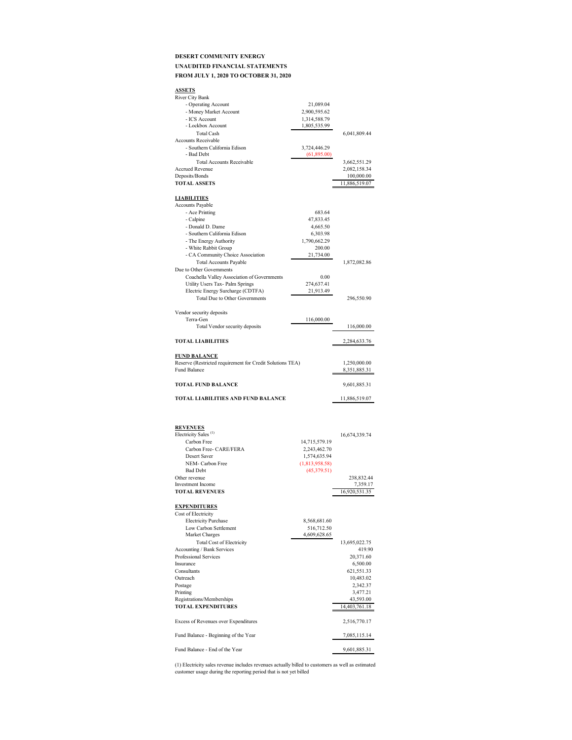**DESERT COMMUNITY ENERGY**

**UNAUDITED FINANCIAL STATEMENTS**

**FROM JULY 1, 2020 TO OCTOBER 31, 2020**

| | | |
|---|---|---|
| **ASSETS** | | |
| River City Bank | | |
| - Operating Account | 21,089.04 | |
| - Money Market Account | 2,900,595.62 | |
| - ICS Account | 1,314,588.79 | |
| - Lockbox Account | 1,805,535.99 | |
| Total Cash | | 6,041,809.44 |
| Accounts Receivable | | |
| - Southern California Edison | 3,724,446.29 | |
| - Bad Debt | (61,895.00) | |
| Total Accounts Receivable | | 3,662,551.29 |
| Accrued Revenue | | 2,082,158.34 |
| Deposits/Bonds | | 100,000.00 |
| **TOTAL ASSETS** | | 11,886,519.07 |
| | | |
| **LIABILITIES** | | |
| Accounts Payable | | |
| - Ace Printing | 683.64 | |
| - Calpine | 47,833.45 | |
| - Donald D. Dame | 4,665.50 | |
| - Southern California Edison | 6,303.98 | |
| - The Energy Authority | 1,790,662.29 | |
| - White Rabbit Group | 200.00 | |
| - CA Community Choice Association | 21,734.00 | |
| Total Accounts Payable | | 1,872,082.86 |
| Due to Other Governments | | |
| Coachella Valley Association of Governments | 0.00 | |
| Utility Users Tax- Palm Springs | 274,637.41 | |
| Electric Energy Surcharge (CDTFA) | 21,913.49 | |
| Total Due to Other Governments | | 296,550.90 |
| | | |
| Vendor security deposits | | |
| Terra-Gen | 116,000.00 | |
| Total Vendor security deposits | | 116,000.00 |
| | | |
| **TOTAL LIABILITIES** | | 2,284,633.76 |
| | | |
| **FUND BALANCE** | | |
| Reserve (Restricted requirement for Credit Solutions TEA) | | 1,250,000.00 |
| Fund Balance | | 8,351,885.31 |
| | | |
| **TOTAL FUND BALANCE** | | 9,601,885.31 |
| | | |
| **TOTAL LIABILITIES AND FUND BALANCE** | | 11,886,519.07 |

| | | |
|---|---|---|
| **REVENUES** | | |
| Electricity Sales [(1)] | | 16,674,339.74 |
| Carbon Free | 14,715,579.19 | |
| Carbon Free- CARE/FERA | 2,243,462.70 | |
| Desert Saver | 1,574,635.94 | |
| NEM- Carbon Free | (1,813,958.58) | |
| Bad Debt | (45,379.51) | |
| Other revenue | | 238,832.44 |
| Investment Income | | 7,359.17 |
| **TOTAL REVENUES** | | 16,920,531.35 |
| | | |
| **EXPENDITURES** | | |
| Cost of Electricity | | |
| Electricity Purchase | 8,568,681.60 | |
| Low Carbon Settlement | 516,712.50 | |
| Market Charges | 4,609,628.65 | |
| Total Cost of Electricity | | 13,695,022.75 |
| Accounting / Bank Services | | 419.90 |
| Professional Services | | 20,371.60 |
| Insurance | | 6,500.00 |
| Consultants | | 621,551.33 |
| Outreach | | 10,483.02 |
| Postage | | 2,342.37 |
| Printing | | 3,477.21 |
| Registrations/Memberships | | 43,593.00 |
| **TOTAL EXPENDITURES** | | 14,403,761.18 |
| | | |
| Excess of Revenues over Expenditures | | 2,516,770.17 |
| | | |
| Fund Balance - Beginning of the Year | | 7,085,115.14 |
| | | |
| Fund Balance - End of the Year | | 9,601,885.31 |

(1) Electricity sales revenue includes revenues actually billed to customers as well as estimated customer usage during the reporting period that is not yet billed